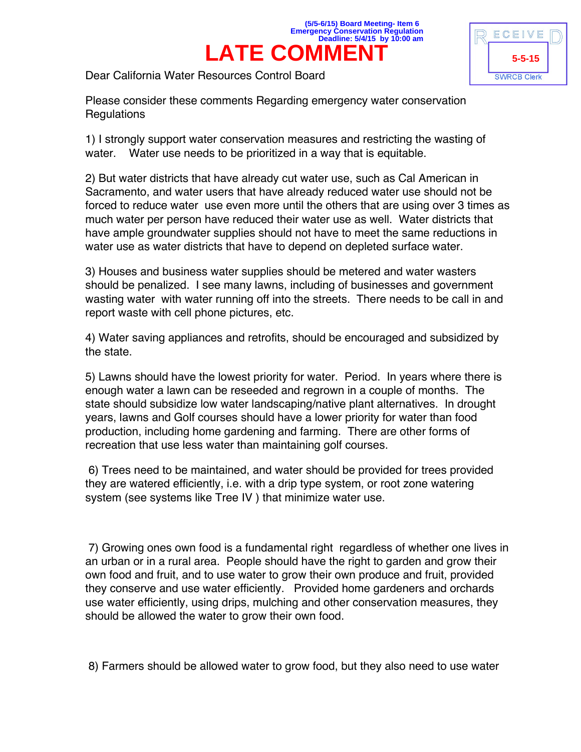(5/5-6/15) Board Meeting- Item 6
Emergency Conservation Regulation
Deadline: 5/4/15 by 10:00 am

# LATE COMMENT

RECEIVED
5-5-15
SWRCB Clerk

Dear California Water Resources Control Board

Please consider these comments Regarding emergency water conservation Regulations

1) I strongly support water conservation measures and restricting the wasting of water. Water use needs to be prioritized in a way that is equitable.

2) But water districts that have already cut water use, such as Cal American in Sacramento, and water users that have already reduced water use should not be forced to reduce water use even more until the others that are using over 3 times as much water per person have reduced their water use as well. Water districts that have ample groundwater supplies should not have to meet the same reductions in water use as water districts that have to depend on depleted surface water.

3) Houses and business water supplies should be metered and water wasters should be penalized. I see many lawns, including of businesses and government wasting water with water running off into the streets. There needs to be call in and report waste with cell phone pictures, etc.

4) Water saving appliances and retrofits, should be encouraged and subsidized by the state.

5) Lawns should have the lowest priority for water. Period. In years where there is enough water a lawn can be reseeded and regrown in a couple of months. The state should subsidize low water landscaping/native plant alternatives. In drought years, lawns and Golf courses should have a lower priority for water than food production, including home gardening and farming. There are other forms of recreation that use less water than maintaining golf courses.

6) Trees need to be maintained, and water should be provided for trees provided they are watered efficiently, i.e. with a drip type system, or root zone watering system (see systems like Tree IV ) that minimize water use.

7) Growing ones own food is a fundamental right regardless of whether one lives in an urban or in a rural area. People should have the right to garden and grow their own food and fruit, and to use water to grow their own produce and fruit, provided they conserve and use water efficiently. Provided home gardeners and orchards use water efficiently, using drips, mulching and other conservation measures, they should be allowed the water to grow their own food.

8) Farmers should be allowed water to grow food, but they also need to use water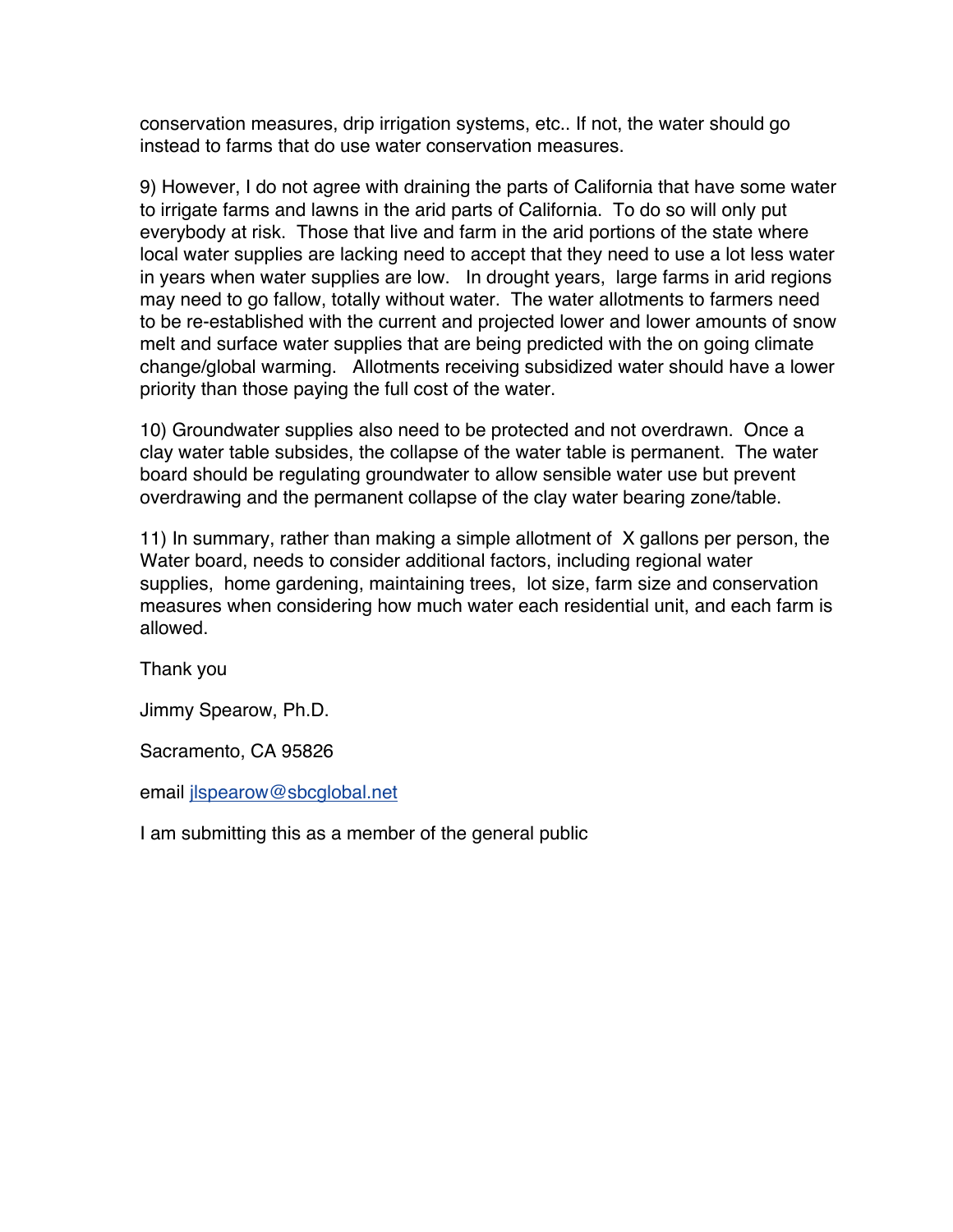conservation measures, drip irrigation systems, etc.. If not, the water should go instead to farms that do use water conservation measures.

9) However, I do not agree with draining the parts of California that have some water to irrigate farms and lawns in the arid parts of California. To do so will only put everybody at risk. Those that live and farm in the arid portions of the state where local water supplies are lacking need to accept that they need to use a lot less water in years when water supplies are low. In drought years, large farms in arid regions may need to go fallow, totally without water. The water allotments to farmers need to be re-established with the current and projected lower and lower amounts of snow melt and surface water supplies that are being predicted with the on going climate change/global warming. Allotments receiving subsidized water should have a lower priority than those paying the full cost of the water.

10) Groundwater supplies also need to be protected and not overdrawn. Once a clay water table subsides, the collapse of the water table is permanent. The water board should be regulating groundwater to allow sensible water use but prevent overdrawing and the permanent collapse of the clay water bearing zone/table.

11) In summary, rather than making a simple allotment of X gallons per person, the Water board, needs to consider additional factors, including regional water supplies, home gardening, maintaining trees, lot size, farm size and conservation measures when considering how much water each residential unit, and each farm is allowed.

Thank you

Jimmy Spearow, Ph.D.

Sacramento, CA 95826

email jlspearow@sbcglobal.net

I am submitting this as a member of the general public